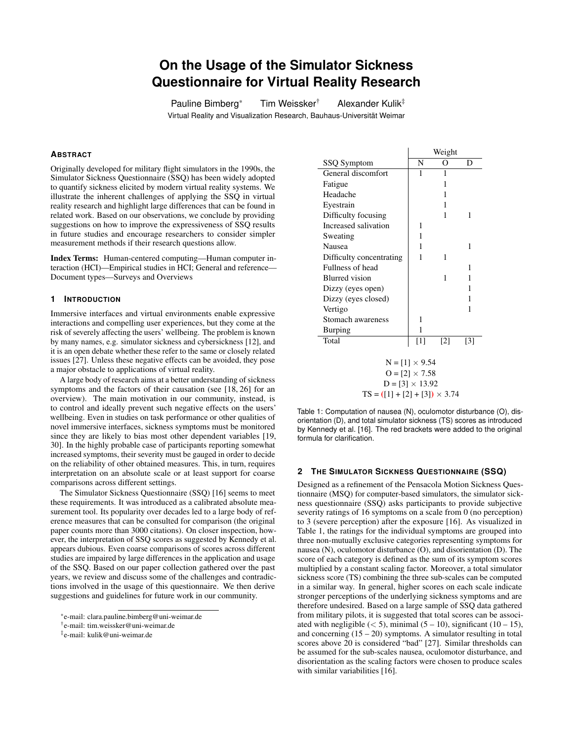# On the Usage of the Simulator Sickness Questionnaire for Virtual Reality Research

Pauline Bimberg[*] Tim Weissker[†] Alexander Kulik[‡]

Virtual Reality and Visualization Research, Bauhaus-Universität Weimar

## Abstract

Originally developed for military flight simulators in the 1990s, the Simulator Sickness Questionnaire (SSQ) has been widely adopted to quantify sickness elicited by modern virtual reality systems. We illustrate the inherent challenges of applying the SSQ in virtual reality research and highlight large differences that can be found in related work. Based on our observations, we conclude by providing suggestions on how to improve the expressiveness of SSQ results in future studies and encourage researchers to consider simpler measurement methods if their research questions allow.

**Index Terms:** Human-centered computing—Human computer interaction (HCI)—Empirical studies in HCI; General and reference—Document types—Surveys and Overviews

## 1 Introduction

Immersive interfaces and virtual environments enable expressive interactions and compelling user experiences, but they come at the risk of severely affecting the users' wellbeing. The problem is known by many names, e.g. simulator sickness and cybersickness [12], and it is an open debate whether these refer to the same or closely related issues [27]. Unless these negative effects can be avoided, they pose a major obstacle to applications of virtual reality.

A large body of research aims at a better understanding of sickness symptoms and the factors of their causation (see [18, 26] for an overview). The main motivation in our community, instead, is to control and ideally prevent such negative effects on the users' wellbeing. Even in studies on task performance or other qualities of novel immersive interfaces, sickness symptoms must be monitored since they are likely to bias most other dependent variables [19, 30]. In the highly probable case of participants reporting somewhat increased symptoms, their severity must be gauged in order to decide on the reliability of other obtained measures. This, in turn, requires interpretation on an absolute scale or at least support for coarse comparisons across different settings.

The Simulator Sickness Questionnaire (SSQ) [16] seems to meet these requirements. It was introduced as a calibrated absolute measurement tool. Its popularity over decades led to a large body of reference measures that can be consulted for comparison (the original paper counts more than 3000 citations). On closer inspection, however, the interpretation of SSQ scores as suggested by Kennedy et al. appears dubious. Even coarse comparisons of scores across different studies are impaired by large differences in the application and usage of the SSQ. Based on our paper collection gathered over the past years, we review and discuss some of the challenges and contradictions involved in the usage of this questionnaire. We then derive suggestions and guidelines for future work in our community.

[*] e-mail: clara.pauline.bimberg@uni-weimar.de

[†] e-mail: tim.weissker@uni-weimar.de

[‡] e-mail: kulik@uni-weimar.de

| | Weight | | |
|---|---|---|---|
| SSQ Symptom | N | O | D |
| General discomfort | 1 | 1 | |
| Fatigue | | 1 | |
| Headache | | 1 | |
| Eyestrain | | 1 | |
| Difficulty focusing | | 1 | 1 |
| Increased salivation | 1 | | |
| Sweating | 1 | | |
| Nausea | 1 | | 1 |
| Difficulty concentrating | 1 | 1 | |
| Fullness of head | | | 1 |
| Blurred vision | | 1 | 1 |
| Dizzy (eyes open) | | | 1 |
| Dizzy (eyes closed) | | | 1 |
| Vertigo | | | 1 |
| Stomach awareness | 1 | | |
| Burping | 1 | | |
| Total | [1] | [2] | [3] |

N = [1] × 9.54
O = [2] × 7.58
D = [3] × 13.92
TS = ([1] + [2] + [3]) × 3.74

Table 1: Computation of nausea (N), oculomotor disturbance (O), disorientation (D), and total simulator sickness (TS) scores as introduced by Kennedy et al. [16]. The red brackets were added to the original formula for clarification.

## 2 The Simulator Sickness Questionnaire (SSQ)

Designed as a refinement of the Pensacola Motion Sickness Questionnaire (MSQ) for computer-based simulators, the simulator sickness questionnaire (SSQ) asks participants to provide subjective severity ratings of 16 symptoms on a scale from 0 (no perception) to 3 (severe perception) after the exposure [16]. As visualized in Table 1, the ratings for the individual symptoms are grouped into three non-mutually exclusive categories representing symptoms for nausea (N), oculomotor disturbance (O), and disorientation (D). The score of each category is defined as the sum of its symptom scores multiplied by a constant scaling factor. Moreover, a total simulator sickness score (TS) combining the three sub-scales can be computed in a similar way. In general, higher scores on each scale indicate stronger perceptions of the underlying sickness symptoms and are therefore undesired. Based on a large sample of SSQ data gathered from military pilots, it is suggested that total scores can be associated with negligible (< 5), minimal (5 – 10), significant (10 – 15), and concerning (15 – 20) symptoms. A simulator resulting in total scores above 20 is considered "bad" [27]. Similar thresholds can be assumed for the sub-scales nausea, oculomotor disturbance, and disorientation as the scaling factors were chosen to produce scales with similar variabilities [16].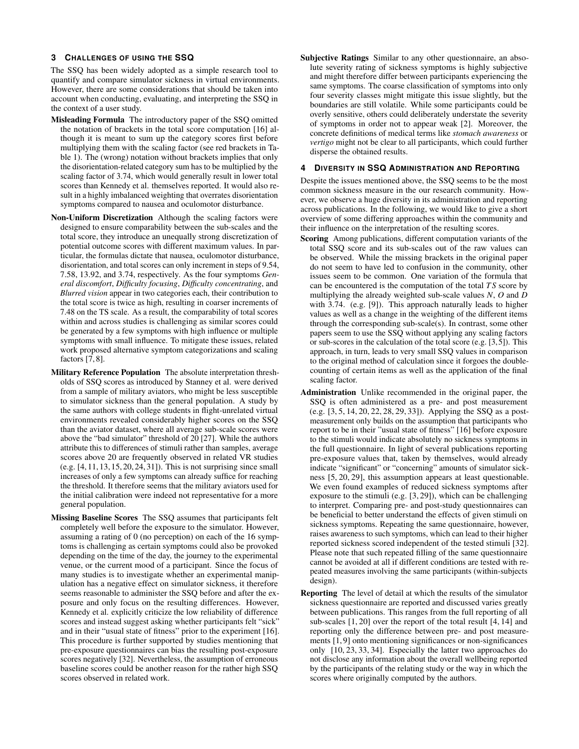## 3 CHALLENGES OF USING THE SSQ

The SSQ has been widely adopted as a simple research tool to quantify and compare simulator sickness in virtual environments. However, there are some considerations that should be taken into account when conducting, evaluating, and interpreting the SSQ in the context of a user study.

**Misleading Formula** The introductory paper of the SSQ omitted the notation of brackets in the total score computation [16] although it is meant to sum up the category scores first before multiplying them with the scaling factor (see red brackets in Table 1). The (wrong) notation without brackets implies that only the disorientation-related category sum has to be multiplied by the scaling factor of 3.74, which would generally result in lower total scores than Kennedy et al. themselves reported. It would also result in a highly imbalanced weighting that overrates disorientation symptoms compared to nausea and oculomotor disturbance.

**Non-Uniform Discretization** Although the scaling factors were designed to ensure comparability between the sub-scales and the total score, they introduce an unequally strong discretization of potential outcome scores with different maximum values. In particular, the formulas dictate that nausea, oculomotor disturbance, disorientation, and total scores can only increment in steps of 9.54, 7.58, 13.92, and 3.74, respectively. As the four symptoms *General discomfort*, *Difficulty focusing*, *Difficulty concentrating*, and *Blurred vision* appear in two categories each, their contribution to the total score is twice as high, resulting in coarser increments of 7.48 on the TS scale. As a result, the comparability of total scores within and across studies is challenging as similar scores could be generated by a few symptoms with high influence or multiple symptoms with small influence. To mitigate these issues, related work proposed alternative symptom categorizations and scaling factors [7, 8].

**Military Reference Population** The absolute interpretation thresholds of SSQ scores as introduced by Stanney et al. were derived from a sample of military aviators, who might be less susceptible to simulator sickness than the general population. A study by the same authors with college students in flight-unrelated virtual environments revealed considerably higher scores on the SSQ than the aviator dataset, where all average sub-scale scores were above the "bad simulator" threshold of 20 [27]. While the authors attribute this to differences of stimuli rather than samples, average scores above 20 are frequently observed in related VR studies (e.g. [4, 11, 13, 15, 20, 24, 31]). This is not surprising since small increases of only a few symptoms can already suffice for reaching the threshold. It therefore seems that the military aviators used for the initial calibration were indeed not representative for a more general population.

**Missing Baseline Scores** The SSQ assumes that participants felt completely well before the exposure to the simulator. However, assuming a rating of 0 (no perception) on each of the 16 symptoms is challenging as certain symptoms could also be provoked depending on the time of the day, the journey to the experimental venue, or the current mood of a participant. Since the focus of many studies is to investigate whether an experimental manipulation has a negative effect on simulator sickness, it therefore seems reasonable to administer the SSQ before and after the exposure and only focus on the resulting differences. However, Kennedy et al. explicitly criticize the low reliability of difference scores and instead suggest asking whether participants felt "sick" and in their "usual state of fitness" prior to the experiment [16]. This procedure is further supported by studies mentioning that pre-exposure questionnaires can bias the resulting post-exposure scores negatively [32]. Nevertheless, the assumption of erroneous baseline scores could be another reason for the rather high SSQ scores observed in related work.

**Subjective Ratings** Similar to any other questionnaire, an absolute severity rating of sickness symptoms is highly subjective and might therefore differ between participants experiencing the same symptoms. The coarse classification of symptoms into only four severity classes might mitigate this issue slightly, but the boundaries are still volatile. While some participants could be overly sensitive, others could deliberately understate the severity of symptoms in order not to appear weak [2]. Moreover, the concrete definitions of medical terms like *stomach awareness* or *vertigo* might not be clear to all participants, which could further disperse the obtained results.

## 4 DIVERSITY IN SSQ ADMINISTRATION AND REPORTING

Despite the issues mentioned above, the SSQ seems to be the most common sickness measure in the our research community. However, we observe a huge diversity in its administration and reporting across publications. In the following, we would like to give a short overview of some differing approaches within the community and their influence on the interpretation of the resulting scores.

**Scoring** Among publications, different computation variants of the total SSQ score and its sub-scales out of the raw values can be observed. While the missing brackets in the original paper do not seem to have led to confusion in the community, other issues seem to be common. One variation of the formula that can be encountered is the computation of the total $TS$ score by multiplying the already weighted sub-scale values $N$, $O$ and $D$ with 3.74. (e.g. [9]). This approach naturally leads to higher values as well as a change in the weighting of the different items through the corresponding sub-scale(s). In contrast, some other papers seem to use the SSQ without applying any scaling factors or sub-scores in the calculation of the total score (e.g. [3, 5]). This approach, in turn, leads to very small SSQ values in comparison to the original method of calculation since it forgoes the double-counting of certain items as well as the application of the final scaling factor.

**Administration** Unlike recommended in the original paper, the SSQ is often administered as a pre- and post measurement (e.g. [3, 5, 14, 20, 22, 28, 29, 33]). Applying the SSQ as a post-measurement only builds on the assumption that participants who report to be in their "usual state of fitness" [16] before exposure to the stimuli would indicate absolutely no sickness symptoms in the full questionnaire. In light of several publications reporting pre-exposure values that, taken by themselves, would already indicate "significant" or "concerning" amounts of simulator sickness [5, 20, 29], this assumption appears at least questionable. We even found examples of reduced sickness symptoms after exposure to the stimuli (e.g. [3, 29]), which can be challenging to interpret. Comparing pre- and post-study questionnaires can be beneficial to better understand the effects of given stimuli on sickness symptoms. Repeating the same questionnaire, however, raises awareness to such symptoms, which can lead to their higher reported sickness scored independent of the tested stimuli [32]. Please note that such repeated filling of the same questionnaire cannot be avoided at all if different conditions are tested with repeated measures involving the same participants (within-subjects design).

**Reporting** The level of detail at which the results of the simulator sickness questionnaire are reported and discussed varies greatly between publications. This ranges from the full reporting of all sub-scales [1, 20] over the report of the total result [4, 14] and reporting only the difference between pre- and post measurements [1, 9] onto mentioning significances or non-significances only [10, 23, 33, 34]. Especially the latter two approaches do not disclose any information about the overall wellbeing reported by the participants of the relating study or the way in which the scores where originally computed by the authors.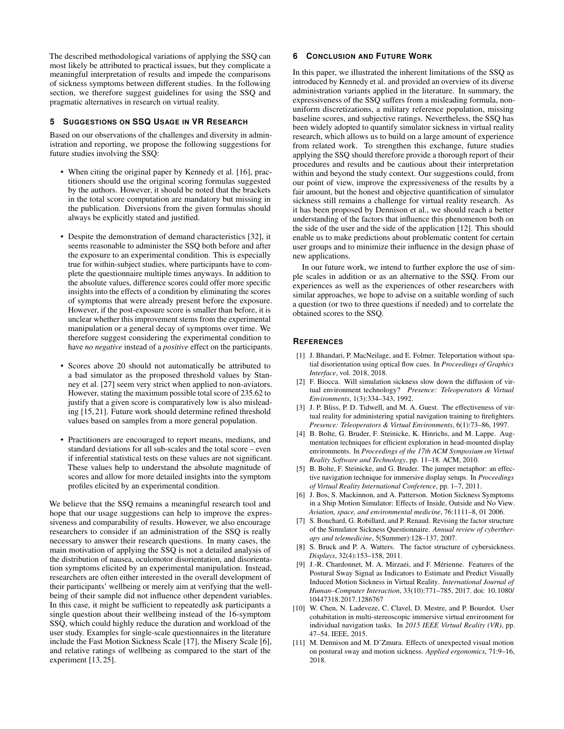The described methodological variations of applying the SSQ can most likely be attributed to practical issues, but they complicate a meaningful interpretation of results and impede the comparisons of sickness symptoms between different studies. In the following section, we therefore suggest guidelines for using the SSQ and pragmatic alternatives in research on virtual reality.

## 5 Suggestions on SSQ Usage in VR Research

Based on our observations of the challenges and diversity in administration and reporting, we propose the following suggestions for future studies involving the SSQ:

- When citing the original paper by Kennedy et al. [16], practitioners should use the original scoring formulas suggested by the authors. However, it should be noted that the brackets in the total score computation are mandatory but missing in the publication. Diversions from the given formulas should always be explicitly stated and justified.
- Despite the demonstration of demand characteristics [32], it seems reasonable to administer the SSQ both before and after the exposure to an experimental condition. This is especially true for within-subject studies, where participants have to complete the questionnaire multiple times anyways. In addition to the absolute values, difference scores could offer more specific insights into the effects of a condition by eliminating the scores of symptoms that were already present before the exposure. However, if the post-exposure score is smaller than before, it is unclear whether this improvement stems from the experimental manipulation or a general decay of symptoms over time. We therefore suggest considering the experimental condition to have *no negative* instead of a *positive* effect on the participants.
- Scores above 20 should not automatically be attributed to a bad simulator as the proposed threshold values by Stanney et al. [27] seem very strict when applied to non-aviators. However, stating the maximum possible total score of 235.62 to justify that a given score is comparatively low is also misleading [15, 21]. Future work should determine refined threshold values based on samples from a more general population.
- Practitioners are encouraged to report means, medians, and standard deviations for all sub-scales and the total score – even if inferential statistical tests on these values are not significant. These values help to understand the absolute magnitude of scores and allow for more detailed insights into the symptom profiles elicited by an experimental condition.

We believe that the SSQ remains a meaningful research tool and hope that our usage suggestions can help to improve the expressiveness and comparability of results. However, we also encourage researchers to consider if an administration of the SSQ is really necessary to answer their research questions. In many cases, the main motivation of applying the SSQ is not a detailed analysis of the distribution of nausea, oculomotor disorientation, and disorientation symptoms elicited by an experimental manipulation. Instead, researchers are often either interested in the overall development of their participants' wellbeing or merely aim at verifying that the wellbeing of their sample did not influence other dependent variables. In this case, it might be sufficient to repeatedly ask participants a single question about their wellbeing instead of the 16-symptom SSQ, which could highly reduce the duration and workload of the user study. Examples for single-scale questionnaires in the literature include the Fast Motion Sickness Scale [17], the Misery Scale [6], and relative ratings of wellbeing as compared to the start of the experiment [13, 25].

## 6 Conclusion and Future Work

In this paper, we illustrated the inherent limitations of the SSQ as introduced by Kennedy et al. and provided an overview of its diverse administration variants applied in the literature. In summary, the expressiveness of the SSQ suffers from a misleading formula, non-uniform discretizations, a military reference population, missing baseline scores, and subjective ratings. Nevertheless, the SSQ has been widely adopted to quantify simulator sickness in virtual reality research, which allows us to build on a large amount of experience from related work. To strengthen this exchange, future studies applying the SSQ should therefore provide a thorough report of their procedures and results and be cautious about their interpretation within and beyond the study context. Our suggestions could, from our point of view, improve the expressiveness of the results by a fair amount, but the honest and objective quantification of simulator sickness still remains a challenge for virtual reality research. As it has been proposed by Dennison et al., we should reach a better understanding of the factors that influence this phenomenon both on the side of the user and the side of the application [12]. This should enable us to make predictions about problematic content for certain user groups and to minimize their influence in the design phase of new applications.

In our future work, we intend to further explore the use of simple scales in addition or as an alternative to the SSQ. From our experiences as well as the experiences of other researchers with similar approaches, we hope to advise on a suitable wording of such a question (or two to three questions if needed) and to correlate the obtained scores to the SSQ.

## References

[1] J. Bhandari, P. MacNeilage, and E. Folmer. Teleportation without spatial disorientation using optical flow cues. In *Proceedings of Graphics Interface*, vol. 2018, 2018.

[2] F. Biocca. Will simulation sickness slow down the diffusion of virtual environment technology? *Presence: Teleoperators & Virtual Environments*, 1(3):334–343, 1992.

[3] J. P. Bliss, P. D. Tidwell, and M. A. Guest. The effectiveness of virtual reality for administering spatial navigation training to firefighters. *Presence: Teleoperators & Virtual Environments*, 6(1):73–86, 1997.

[4] B. Bolte, G. Bruder, F. Steinicke, K. Hinrichs, and M. Lappe. Augmentation techniques for efficient exploration in head-mounted display environments. In *Proceedings of the 17th ACM Symposium on Virtual Reality Software and Technology*, pp. 11–18. ACM, 2010.

[5] B. Bolte, F. Steinicke, and G. Bruder. The jumper metaphor: an effective navigation technique for immersive display setups. In *Proceedings of Virtual Reality International Conference*, pp. 1–7, 2011.

[6] J. Bos, S. Mackinnon, and A. Patterson. Motion Sickness Symptoms in a Ship Motion Simulator: Effects of Inside, Outside and No View. *Aviation, space, and environmental medicine*, 76:1111–8, 01 2006.

[7] S. Bouchard, G. Robillard, and P. Renaud. Revising the factor structure of the Simulator Sickness Questionnaire. *Annual review of cybertherapy and telemedicine*, 5(Summer):128–137, 2007.

[8] S. Bruck and P. A. Watters. The factor structure of cybersickness. *Displays*, 32(4):153–158, 2011.

[9] J.-R. Chardonnet, M. A. Mirzaei, and F. Mérienne. Features of the Postural Sway Signal as Indicators to Estimate and Predict Visually Induced Motion Sickness in Virtual Reality. *International Journal of Human–Computer Interaction*, 33(10):771–785, 2017. doi: 10.1080/10447318.2017.1286767

[10] W. Chen, N. Ladeveze, C. Clavel, D. Mestre, and P. Bourdot. User cohabitation in multi-stereoscopic immersive virtual environment for individual navigation tasks. In *2015 IEEE Virtual Reality (VR)*, pp. 47–54. IEEE, 2015.

[11] M. Dennison and M. D'Zmura. Effects of unexpected visual motion on postural sway and motion sickness. *Applied ergonomics*, 71:9–16, 2018.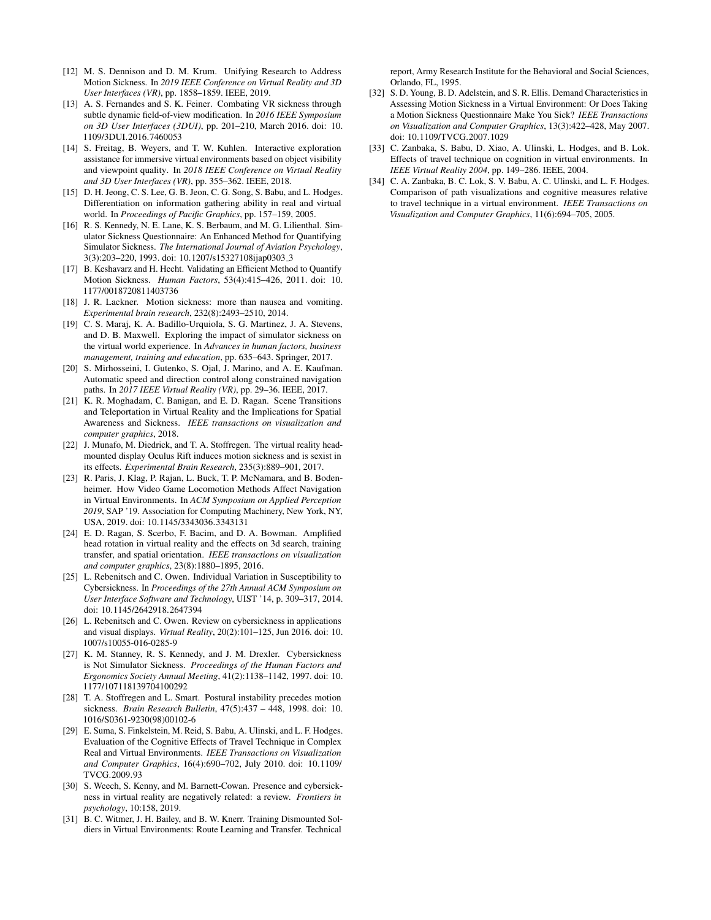[12] M. S. Dennison and D. M. Krum. Unifying Research to Address Motion Sickness. In *2019 IEEE Conference on Virtual Reality and 3D User Interfaces (VR)*, pp. 1858–1859. IEEE, 2019.

[13] A. S. Fernandes and S. K. Feiner. Combating VR sickness through subtle dynamic field-of-view modification. In *2016 IEEE Symposium on 3D User Interfaces (3DUI)*, pp. 201–210, March 2016. doi: 10.1109/3DUI.2016.7460053

[14] S. Freitag, B. Weyers, and T. W. Kuhlen. Interactive exploration assistance for immersive virtual environments based on object visibility and viewpoint quality. In *2018 IEEE Conference on Virtual Reality and 3D User Interfaces (VR)*, pp. 355–362. IEEE, 2018.

[15] D. H. Jeong, C. S. Lee, G. B. Jeon, C. G. Song, S. Babu, and L. Hodges. Differentiation on information gathering ability in real and virtual world. In *Proceedings of Pacific Graphics*, pp. 157–159, 2005.

[16] R. S. Kennedy, N. E. Lane, K. S. Berbaum, and M. G. Lilienthal. Simulator Sickness Questionnaire: An Enhanced Method for Quantifying Simulator Sickness. *The International Journal of Aviation Psychology*, 3(3):203–220, 1993. doi: 10.1207/s15327108ijap0303_3

[17] B. Keshavarz and H. Hecht. Validating an Efficient Method to Quantify Motion Sickness. *Human Factors*, 53(4):415–426, 2011. doi: 10.1177/0018720811403736

[18] J. R. Lackner. Motion sickness: more than nausea and vomiting. *Experimental brain research*, 232(8):2493–2510, 2014.

[19] C. S. Maraj, K. A. Badillo-Urquiola, S. G. Martinez, J. A. Stevens, and D. B. Maxwell. Exploring the impact of simulator sickness on the virtual world experience. In *Advances in human factors, business management, training and education*, pp. 635–643. Springer, 2017.

[20] S. Mirhosseini, I. Gutenko, S. Ojal, J. Marino, and A. E. Kaufman. Automatic speed and direction control along constrained navigation paths. In *2017 IEEE Virtual Reality (VR)*, pp. 29–36. IEEE, 2017.

[21] K. R. Moghadam, C. Banigan, and E. D. Ragan. Scene Transitions and Teleportation in Virtual Reality and the Implications for Spatial Awareness and Sickness. *IEEE transactions on visualization and computer graphics*, 2018.

[22] J. Munafo, M. Diedrick, and T. A. Stoffregen. The virtual reality head-mounted display Oculus Rift induces motion sickness and is sexist in its effects. *Experimental Brain Research*, 235(3):889–901, 2017.

[23] R. Paris, J. Klag, P. Rajan, L. Buck, T. P. McNamara, and B. Bodenheimer. How Video Game Locomotion Methods Affect Navigation in Virtual Environments. In *ACM Symposium on Applied Perception 2019*, SAP '19. Association for Computing Machinery, New York, NY, USA, 2019. doi: 10.1145/3343036.3343131

[24] E. D. Ragan, S. Scerbo, F. Bacim, and D. A. Bowman. Amplified head rotation in virtual reality and the effects on 3d search, training transfer, and spatial orientation. *IEEE transactions on visualization and computer graphics*, 23(8):1880–1895, 2016.

[25] L. Rebenitsch and C. Owen. Individual Variation in Susceptibility to Cybersickness. In *Proceedings of the 27th Annual ACM Symposium on User Interface Software and Technology*, UIST '14, p. 309–317, 2014. doi: 10.1145/2642918.2647394

[26] L. Rebenitsch and C. Owen. Review on cybersickness in applications and visual displays. *Virtual Reality*, 20(2):101–125, Jun 2016. doi: 10.1007/s10055-016-0285-9

[27] K. M. Stanney, R. S. Kennedy, and J. M. Drexler. Cybersickness is Not Simulator Sickness. *Proceedings of the Human Factors and Ergonomics Society Annual Meeting*, 41(2):1138–1142, 1997. doi: 10.1177/107118139704100292

[28] T. A. Stoffregen and L. Smart. Postural instability precedes motion sickness. *Brain Research Bulletin*, 47(5):437 – 448, 1998. doi: 10.1016/S0361-9230(98)00102-6

[29] E. Suma, S. Finkelstein, M. Reid, S. Babu, A. Ulinski, and L. F. Hodges. Evaluation of the Cognitive Effects of Travel Technique in Complex Real and Virtual Environments. *IEEE Transactions on Visualization and Computer Graphics*, 16(4):690–702, July 2010. doi: 10.1109/TVCG.2009.93

[30] S. Weech, S. Kenny, and M. Barnett-Cowan. Presence and cybersickness in virtual reality are negatively related: a review. *Frontiers in psychology*, 10:158, 2019.

[31] B. C. Witmer, J. H. Bailey, and B. W. Knerr. Training Dismounted Soldiers in Virtual Environments: Route Learning and Transfer. Technical report, Army Research Institute for the Behavioral and Social Sciences, Orlando, FL, 1995.

[32] S. D. Young, B. D. Adelstein, and S. R. Ellis. Demand Characteristics in Assessing Motion Sickness in a Virtual Environment: Or Does Taking a Motion Sickness Questionnaire Make You Sick? *IEEE Transactions on Visualization and Computer Graphics*, 13(3):422–428, May 2007. doi: 10.1109/TVCG.2007.1029

[33] C. Zanbaka, S. Babu, D. Xiao, A. Ulinski, L. Hodges, and B. Lok. Effects of travel technique on cognition in virtual environments. In *IEEE Virtual Reality 2004*, pp. 149–286. IEEE, 2004.

[34] C. A. Zanbaka, B. C. Lok, S. V. Babu, A. C. Ulinski, and L. F. Hodges. Comparison of path visualizations and cognitive measures relative to travel technique in a virtual environment. *IEEE Transactions on Visualization and Computer Graphics*, 11(6):694–705, 2005.